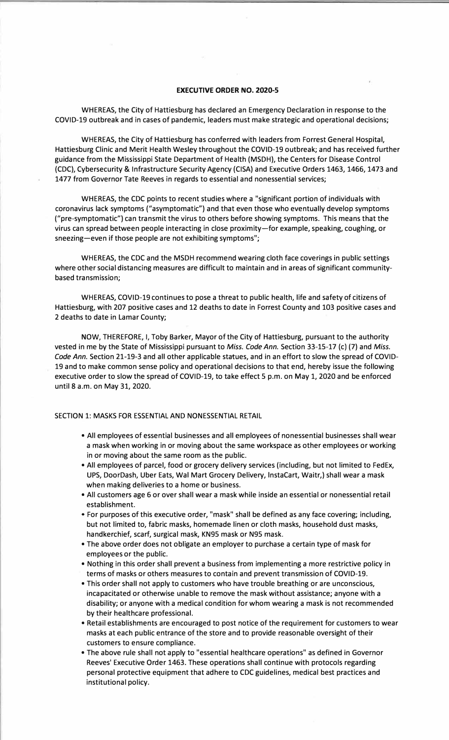# EXECUTIVE ORDER NO. 2020-5

WHEREAS, the City of Hattiesburg has declared an Emergency Declaration in response to the COVID-19 outbreak and in cases of pandemic, leaders must make strategic and operational decisions;

WHEREAS, the City of Hattiesburg has conferred with leaders from Forrest General Hospital, Hattiesburg Clinic and Merit Health Wesley throughout the COVID-19 outbreak; and has received further guidance from the Mississippi State Department of Health (MSDH), the Centers for Disease Control (CDC), Cybersecurity & Infrastructure Security Agency (CISA) and Executive Orders 1463, 1466, 1473 and 1477 from Governor Tate Reeves in regards to essential and nonessential services;

WHEREAS, the CDC points to recent studies where a "significant portion of individuals with coronavirus lack symptoms ("asymptomatic") and that even those who eventually develop symptoms ("pre-symptomatic") can transmit the virus to others before showing symptoms. This means that the virus can spread between people interacting in close proximity—for example, speaking, coughing, or sneezing—even if those people are not exhibiting symptoms";

WHEREAS, the CDC and the MSDH recommend wearing cloth face coverings in public settings where other social distancing measures are difficult to maintain and in areas of significant community-based transmission;

WHEREAS, COVID-19 continues to pose a threat to public health, life and safety of citizens of Hattiesburg, with 207 positive cases and 12 deaths to date in Forrest County and 103 positive cases and 2 deaths to date in Lamar County;

NOW, THEREFORE, I, Toby Barker, Mayor of the City of Hattiesburg, pursuant to the authority vested in me by the State of Mississippi pursuant to *Miss. Code Ann.* Section 33-15-17 (c) (7) and *Miss. Code Ann.* Section 21-19-3 and all other applicable statues, and in an effort to slow the spread of COVID-19 and to make common sense policy and operational decisions to that end, hereby issue the following executive order to slow the spread of COVID-19, to take effect 5 p.m. on May 1, 2020 and be enforced until 8 a.m. on May 31, 2020.

## SECTION 1: MASKS FOR ESSENTIAL AND NONESSENTIAL RETAIL

- All employees of essential businesses and all employees of nonessential businesses shall wear a mask when working in or moving about the same workspace as other employees or working in or moving about the same room as the public.
- All employees of parcel, food or grocery delivery services (including, but not limited to FedEx, UPS, DoorDash, Uber Eats, Wal Mart Grocery Delivery, InstaCart, Waitr,) shall wear a mask when making deliveries to a home or business.
- All customers age 6 or over shall wear a mask while inside an essential or nonessential retail establishment.
- For purposes of this executive order, "mask" shall be defined as any face covering; including, but not limited to, fabric masks, homemade linen or cloth masks, household dust masks, handkerchief, scarf, surgical mask, KN95 mask or N95 mask.
- The above order does not obligate an employer to purchase a certain type of mask for employees or the public.
- Nothing in this order shall prevent a business from implementing a more restrictive policy in terms of masks or others measures to contain and prevent transmission of COVID-19.
- This order shall not apply to customers who have trouble breathing or are unconscious, incapacitated or otherwise unable to remove the mask without assistance; anyone with a disability; or anyone with a medical condition for whom wearing a mask is not recommended by their healthcare professional.
- Retail establishments are encouraged to post notice of the requirement for customers to wear masks at each public entrance of the store and to provide reasonable oversight of their customers to ensure compliance.
- The above rule shall not apply to "essential healthcare operations" as defined in Governor Reeves' Executive Order 1463. These operations shall continue with protocols regarding personal protective equipment that adhere to CDC guidelines, medical best practices and institutional policy.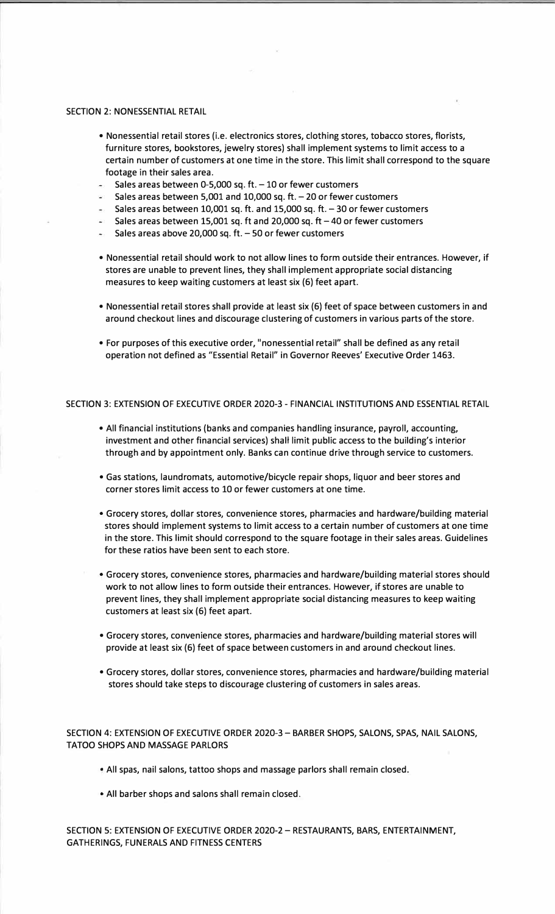SECTION 2: NONESSENTIAL RETAIL

- Nonessential retail stores (i.e. electronics stores, clothing stores, tobacco stores, florists, furniture stores, bookstores, jewelry stores) shall implement systems to limit access to a certain number of customers at one time in the store. This limit shall correspond to the square footage in their sales area.
  - Sales areas between 0-5,000 sq. ft. – 10 or fewer customers
  - Sales areas between 5,001 and 10,000 sq. ft. – 20 or fewer customers
  - Sales areas between 10,001 sq. ft. and 15,000 sq. ft. – 30 or fewer customers
  - Sales areas between 15,001 sq. ft and 20,000 sq. ft – 40 or fewer customers
  - Sales areas above 20,000 sq. ft. – 50 or fewer customers

- Nonessential retail should work to not allow lines to form outside their entrances. However, if stores are unable to prevent lines, they shall implement appropriate social distancing measures to keep waiting customers at least six (6) feet apart.

- Nonessential retail stores shall provide at least six (6) feet of space between customers in and around checkout lines and discourage clustering of customers in various parts of the store.

- For purposes of this executive order, "nonessential retail" shall be defined as any retail operation not defined as "Essential Retail" in Governor Reeves' Executive Order 1463.

SECTION 3: EXTENSION OF EXECUTIVE ORDER 2020-3 - FINANCIAL INSTITUTIONS AND ESSENTIAL RETAIL

- All financial institutions (banks and companies handling insurance, payroll, accounting, investment and other financial services) shall limit public access to the building's interior through and by appointment only. Banks can continue drive through service to customers.

- Gas stations, laundromats, automotive/bicycle repair shops, liquor and beer stores and corner stores limit access to 10 or fewer customers at one time.

- Grocery stores, dollar stores, convenience stores, pharmacies and hardware/building material stores should implement systems to limit access to a certain number of customers at one time in the store. This limit should correspond to the square footage in their sales areas. Guidelines for these ratios have been sent to each store.

- Grocery stores, convenience stores, pharmacies and hardware/building material stores should work to not allow lines to form outside their entrances. However, if stores are unable to prevent lines, they shall implement appropriate social distancing measures to keep waiting customers at least six (6) feet apart.

- Grocery stores, convenience stores, pharmacies and hardware/building material stores will provide at least six (6) feet of space between customers in and around checkout lines.

- Grocery stores, dollar stores, convenience stores, pharmacies and hardware/building material stores should take steps to discourage clustering of customers in sales areas.

SECTION 4: EXTENSION OF EXECUTIVE ORDER 2020-3 – BARBER SHOPS, SALONS, SPAS, NAIL SALONS, TATOO SHOPS AND MASSAGE PARLORS

- All spas, nail salons, tattoo shops and massage parlors shall remain closed.

- All barber shops and salons shall remain closed.

SECTION 5: EXTENSION OF EXECUTIVE ORDER 2020-2 – RESTAURANTS, BARS, ENTERTAINMENT, GATHERINGS, FUNERALS AND FITNESS CENTERS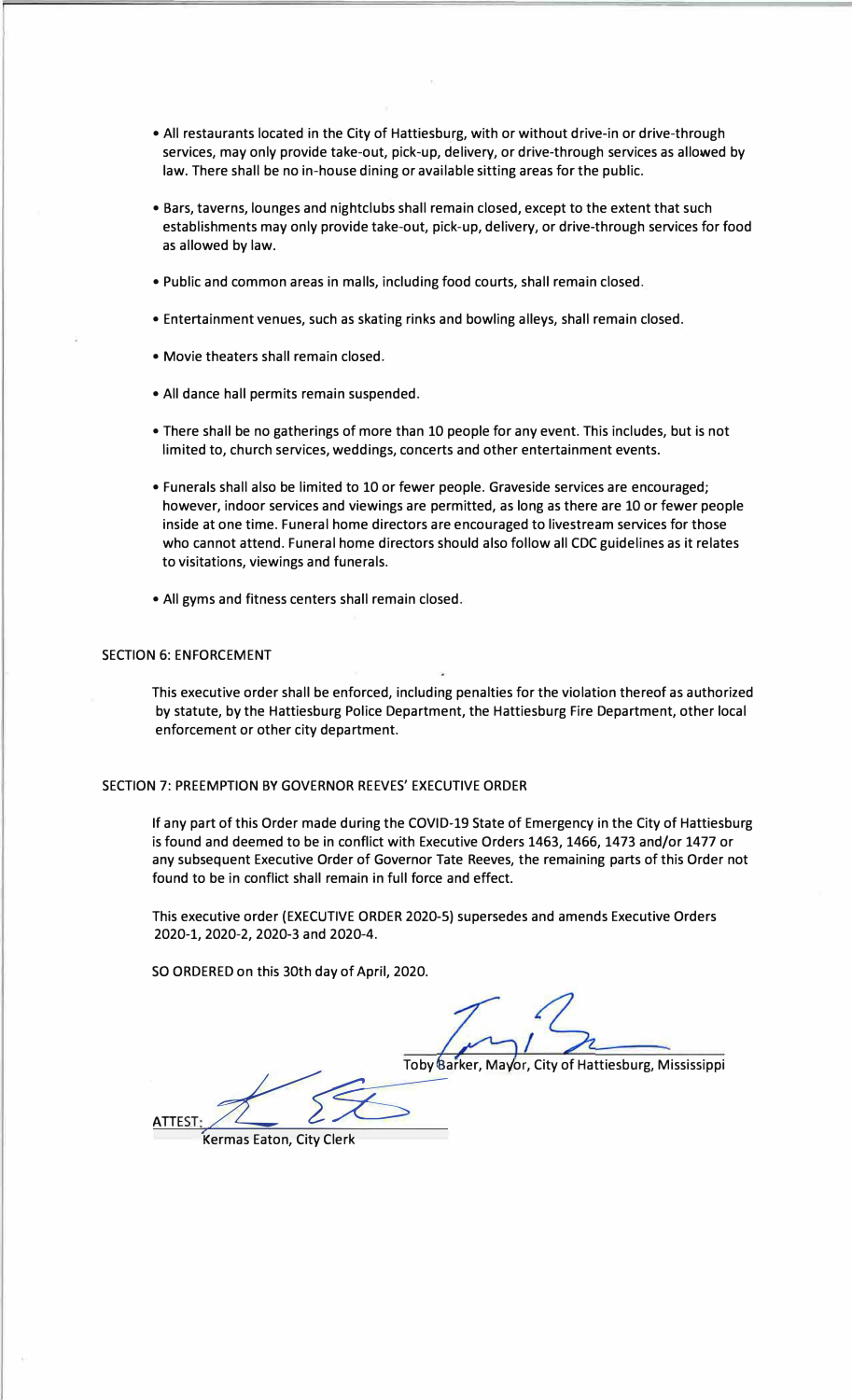- All restaurants located in the City of Hattiesburg, with or without drive-in or drive-through services, may only provide take-out, pick-up, delivery, or drive-through services as allowed by law. There shall be no in-house dining or available sitting areas for the public.
- Bars, taverns, lounges and nightclubs shall remain closed, except to the extent that such establishments may only provide take-out, pick-up, delivery, or drive-through services for food as allowed by law.
- Public and common areas in malls, including food courts, shall remain closed.
- Entertainment venues, such as skating rinks and bowling alleys, shall remain closed.
- Movie theaters shall remain closed.
- All dance hall permits remain suspended.
- There shall be no gatherings of more than 10 people for any event. This includes, but is not limited to, church services, weddings, concerts and other entertainment events.
- Funerals shall also be limited to 10 or fewer people. Graveside services are encouraged; however, indoor services and viewings are permitted, as long as there are 10 or fewer people inside at one time. Funeral home directors are encouraged to livestream services for those who cannot attend. Funeral home directors should also follow all CDC guidelines as it relates to visitations, viewings and funerals.
- All gyms and fitness centers shall remain closed.

SECTION 6: ENFORCEMENT

This executive order shall be enforced, including penalties for the violation thereof as authorized by statute, by the Hattiesburg Police Department, the Hattiesburg Fire Department, other local enforcement or other city department.

SECTION 7: PREEMPTION BY GOVERNOR REEVES' EXECUTIVE ORDER

If any part of this Order made during the COVID-19 State of Emergency in the City of Hattiesburg is found and deemed to be in conflict with Executive Orders 1463, 1466, 1473 and/or 1477 or any subsequent Executive Order of Governor Tate Reeves, the remaining parts of this Order not found to be in conflict shall remain in full force and effect.

This executive order (EXECUTIVE ORDER 2020-5) supersedes and amends Executive Orders 2020-1, 2020-2, 2020-3 and 2020-4.

SO ORDERED on this 30th day of April, 2020.

Toby Barker, Mayor, City of Hattiesburg, Mississippi

ATTEST:

Kermas Eaton, City Clerk